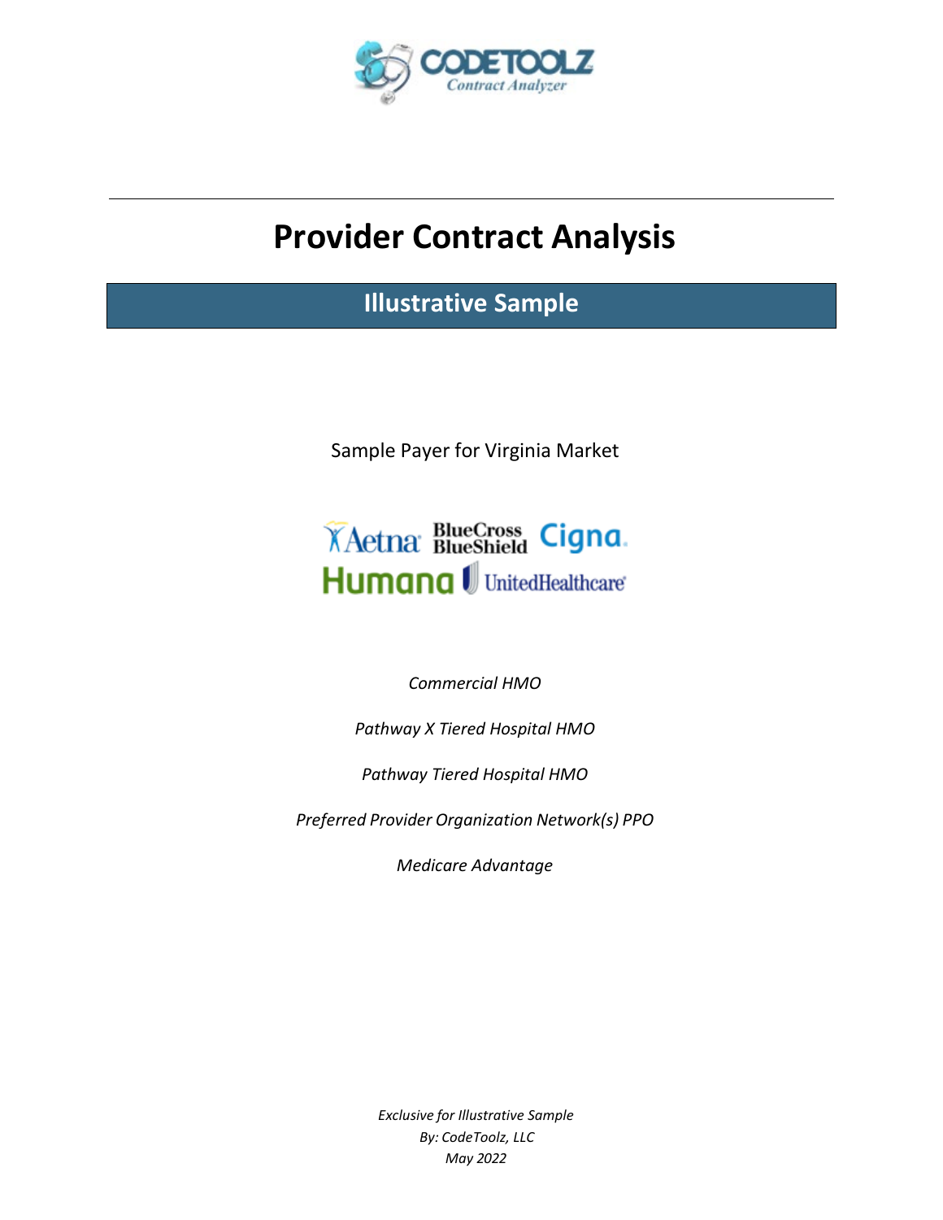CODETOOLZ

*Contract Analyzer*

# Provider Contract Analysis

## Illustrative Sample

Sample Payer for Virginia Market

Aetna BlueCross BlueShield Cigna Humana UnitedHealthcare

*Commercial HMO*

*Pathway X Tiered Hospital HMO*

*Pathway Tiered Hospital HMO*

*Preferred Provider Organization Network(s) PPO*

*Medicare Advantage*

*Exclusive for Illustrative Sample*
*By: CodeToolz, LLC*
*May 2022*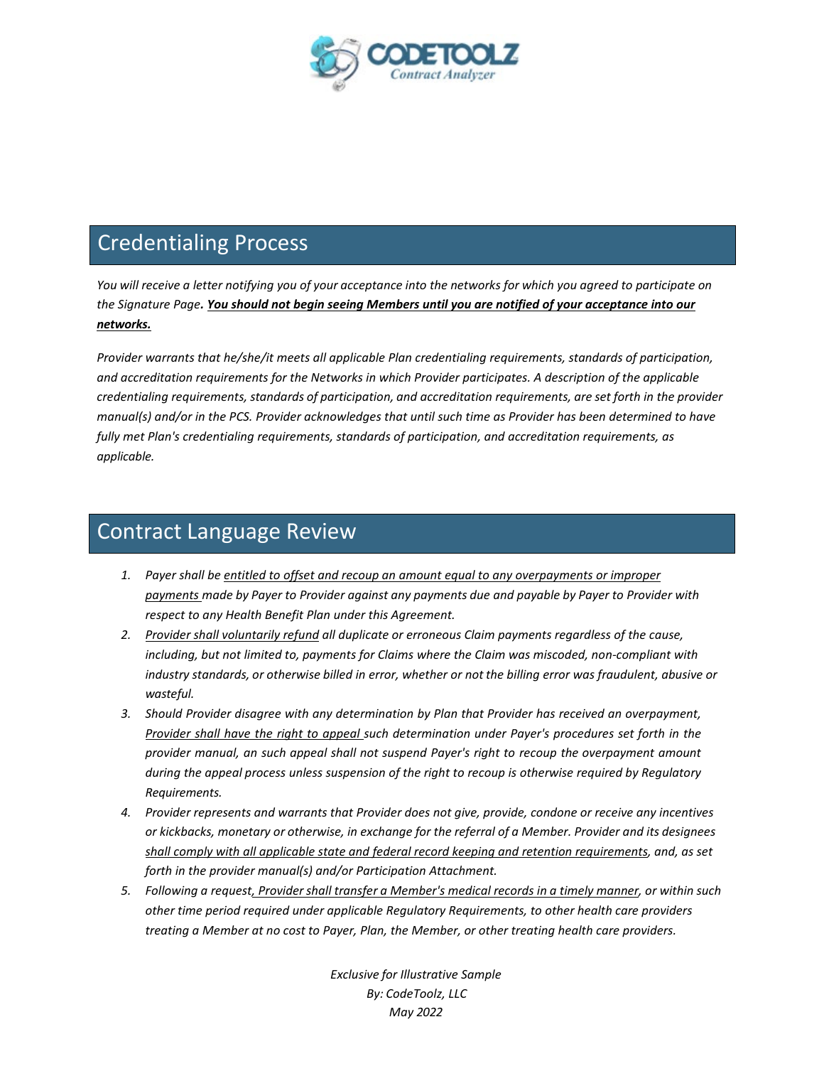## Credentialing Process

*You will receive a letter notifying you of your acceptance into the networks for which you agreed to participate on the Signature Page.* ***You should not begin seeing Members until you are notified of your acceptance into our networks.***

*Provider warrants that he/she/it meets all applicable Plan credentialing requirements, standards of participation, and accreditation requirements for the Networks in which Provider participates. A description of the applicable credentialing requirements, standards of participation, and accreditation requirements, are set forth in the provider manual(s) and/or in the PCS. Provider acknowledges that until such time as Provider has been determined to have fully met Plan's credentialing requirements, standards of participation, and accreditation requirements, as applicable.*

## Contract Language Review

1. *Payer shall be entitled to offset and recoup an amount equal to any overpayments or improper payments made by Payer to Provider against any payments due and payable by Payer to Provider with respect to any Health Benefit Plan under this Agreement.*
2. *Provider shall voluntarily refund all duplicate or erroneous Claim payments regardless of the cause, including, but not limited to, payments for Claims where the Claim was miscoded, non-compliant with industry standards, or otherwise billed in error, whether or not the billing error was fraudulent, abusive or wasteful.*
3. *Should Provider disagree with any determination by Plan that Provider has received an overpayment, Provider shall have the right to appeal such determination under Payer's procedures set forth in the provider manual, an such appeal shall not suspend Payer's right to recoup the overpayment amount during the appeal process unless suspension of the right to recoup is otherwise required by Regulatory Requirements.*
4. *Provider represents and warrants that Provider does not give, provide, condone or receive any incentives or kickbacks, monetary or otherwise, in exchange for the referral of a Member. Provider and its designees shall comply with all applicable state and federal record keeping and retention requirements, and, as set forth in the provider manual(s) and/or Participation Attachment.*
5. *Following a request, Provider shall transfer a Member's medical records in a timely manner, or within such other time period required under applicable Regulatory Requirements, to other health care providers treating a Member at no cost to Payer, Plan, the Member, or other treating health care providers.*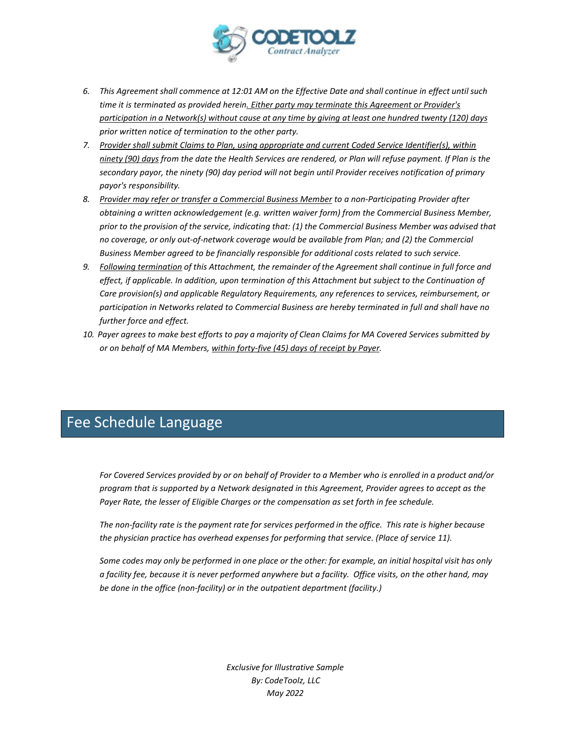6. *This Agreement shall commence at 12:01 AM on the Effective Date and shall continue in effect until such time it is terminated as provided herein. <u>Either party may terminate this Agreement or Provider's participation in a Network(s) without cause at any time by giving at least one hundred twenty (120) days</u> prior written notice of termination to the other party.*
7. *<u>Provider shall submit Claims to Plan, using appropriate and current Coded Service Identifier(s), within ninety (90) days</u> from the date the Health Services are rendered, or Plan will refuse payment. If Plan is the secondary payor, the ninety (90) day period will not begin until Provider receives notification of primary payor's responsibility.*
8. *<u>Provider may refer or transfer a Commercial Business Member</u> to a non-Participating Provider after obtaining a written acknowledgement (e.g. written waiver form) from the Commercial Business Member, prior to the provision of the service, indicating that: (1) the Commercial Business Member was advised that no coverage, or only out-of-network coverage would be available from Plan; and (2) the Commercial Business Member agreed to be financially responsible for additional costs related to such service.*
9. *<u>Following termination</u> of this Attachment, the remainder of the Agreement shall continue in full force and effect, if applicable. In addition, upon termination of this Attachment but subject to the Continuation of Care provision(s) and applicable Regulatory Requirements, any references to services, reimbursement, or participation in Networks related to Commercial Business are hereby terminated in full and shall have no further force and effect.*
10. *Payer agrees to make best efforts to pay a majority of Clean Claims for MA Covered Services submitted by or on behalf of MA Members, <u>within forty-five (45) days of receipt by Payer</u>.*

## Fee Schedule Language

*For Covered Services provided by or on behalf of Provider to a Member who is enrolled in a product and/or program that is supported by a Network designated in this Agreement, Provider agrees to accept as the Payer Rate, the lesser of Eligible Charges or the compensation as set forth in fee schedule.*

*The non-facility rate is the payment rate for services performed in the office. This rate is higher because the physician practice has overhead expenses for performing that service. (Place of service 11).*

*Some codes may only be performed in one place or the other: for example, an initial hospital visit has only a facility fee, because it is never performed anywhere but a facility. Office visits, on the other hand, may be done in the office (non-facility) or in the outpatient department (facility.)*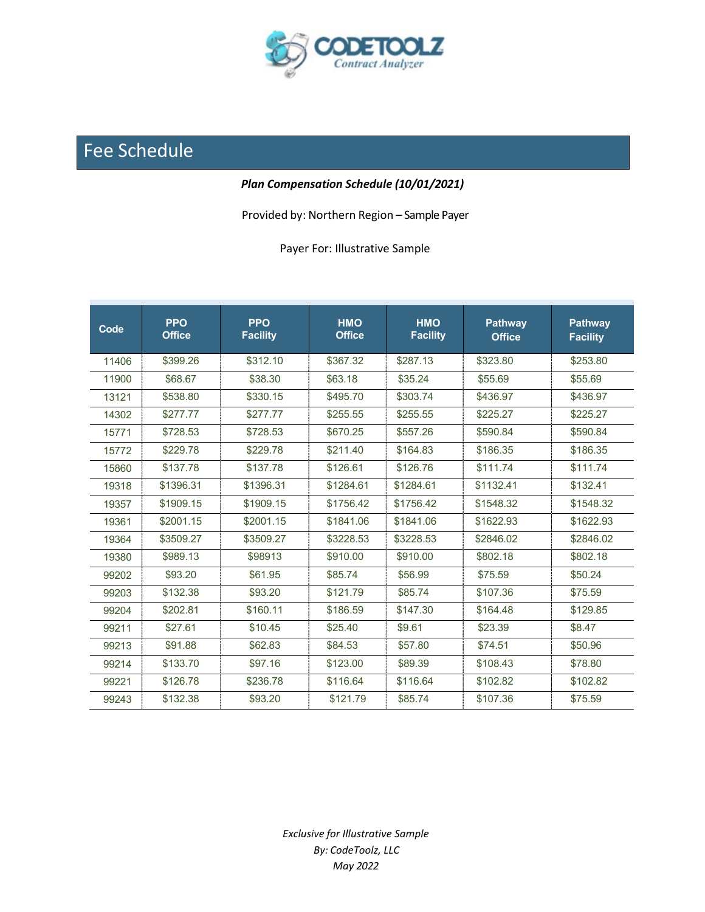# Fee Schedule

***Plan Compensation Schedule (10/01/2021)***

Provided by: Northern Region – Sample Payer

Payer For: Illustrative Sample

| Code | PPO Office | PPO Facility | HMO Office | HMO Facility | Pathway Office | Pathway Facility |
|---|---|---|---|---|---|---|
| 11406 | $399.26 | $312.10 | $367.32 | $287.13 | $323.80 | $253.80 |
| 11900 | $68.67 | $38.30 | $63.18 | $35.24 | $55.69 | $55.69 |
| 13121 | $538.80 | $330.15 | $495.70 | $303.74 | $436.97 | $436.97 |
| 14302 | $277.77 | $277.77 | $255.55 | $255.55 | $225.27 | $225.27 |
| 15771 | $728.53 | $728.53 | $670.25 | $557.26 | $590.84 | $590.84 |
| 15772 | $229.78 | $229.78 | $211.40 | $164.83 | $186.35 | $186.35 |
| 15860 | $137.78 | $137.78 | $126.61 | $126.76 | $111.74 | $111.74 |
| 19318 | $1396.31 | $1396.31 | $1284.61 | $1284.61 | $1132.41 | $132.41 |
| 19357 | $1909.15 | $1909.15 | $1756.42 | $1756.42 | $1548.32 | $1548.32 |
| 19361 | $2001.15 | $2001.15 | $1841.06 | $1841.06 | $1622.93 | $1622.93 |
| 19364 | $3509.27 | $3509.27 | $3228.53 | $3228.53 | $2846.02 | $2846.02 |
| 19380 | $989.13 | $98913 | $910.00 | $910.00 | $802.18 | $802.18 |
| 99202 | $93.20 | $61.95 | $85.74 | $56.99 | $75.59 | $50.24 |
| 99203 | $132.38 | $93.20 | $121.79 | $85.74 | $107.36 | $75.59 |
| 99204 | $202.81 | $160.11 | $186.59 | $147.30 | $164.48 | $129.85 |
| 99211 | $27.61 | $10.45 | $25.40 | $9.61 | $23.39 | $8.47 |
| 99213 | $91.88 | $62.83 | $84.53 | $57.80 | $74.51 | $50.96 |
| 99214 | $133.70 | $97.16 | $123.00 | $89.39 | $108.43 | $78.80 |
| 99221 | $126.78 | $236.78 | $116.64 | $116.64 | $102.82 | $102.82 |
| 99243 | $132.38 | $93.20 | $121.79 | $85.74 | $107.36 | $75.59 |

*Exclusive for Illustrative Sample*
*By: CodeToolz, LLC*
*May 2022*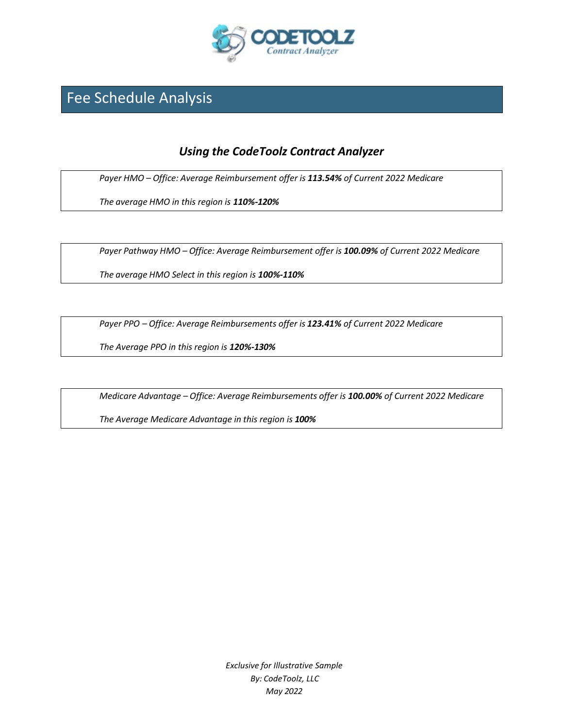# Fee Schedule Analysis

### *Using the CodeToolz Contract Analyzer*

*Payer HMO – Office: Average Reimbursement offer is **113.54%** of Current 2022 Medicare*

*The average HMO in this region is **110%-120%***

*Payer Pathway HMO – Office: Average Reimbursement offer is **100.09%** of Current 2022 Medicare*

*The average HMO Select in this region is **100%-110%***

*Payer PPO – Office: Average Reimbursements offer is **123.41%** of Current 2022 Medicare*

*The Average PPO in this region is **120%-130%***

*Medicare Advantage – Office: Average Reimbursements offer is **100.00%** of Current 2022 Medicare*

*The Average Medicare Advantage in this region is **100%***

*Exclusive for Illustrative Sample*
*By: CodeToolz, LLC*
*May 2022*